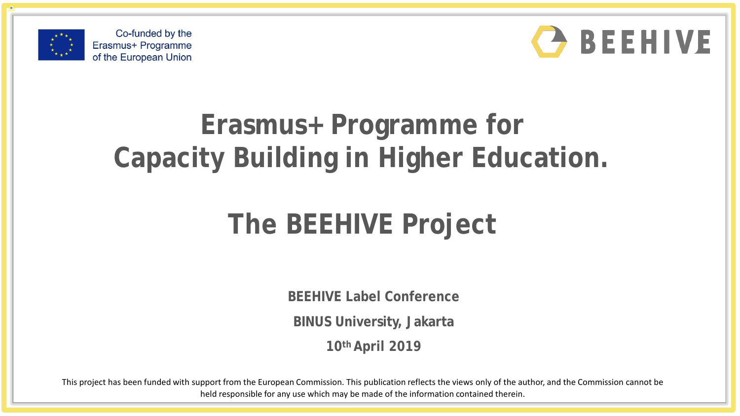Co-funded by the Erasmus+ Programme of the European Union

BEEHIVE

# Erasmus+ Programme for Capacity Building in Higher Education.

# The BEEHIVE Project

**BEEHIVE Label Conference**

**BINUS University, Jakarta**

**10th April 2019**

This project has been funded with support from the European Commission. This publication reflects the views only of the author, and the Commission cannot be held responsible for any use which may be made of the information contained therein.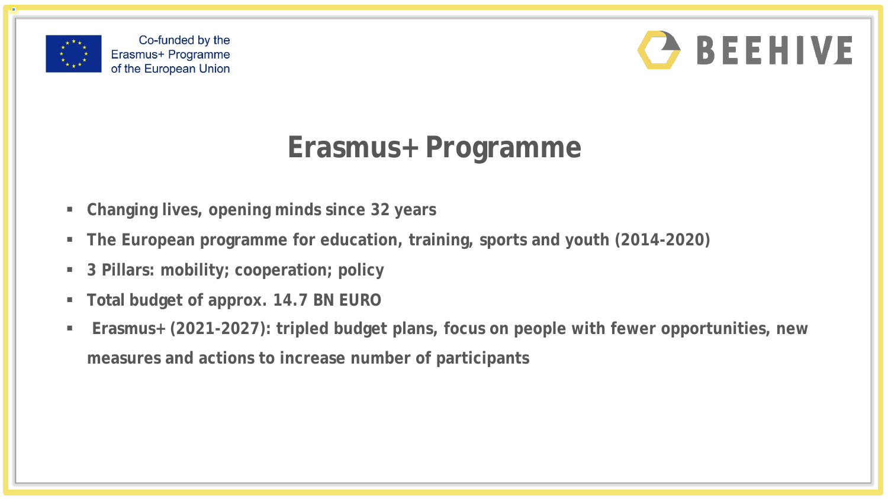Co-funded by the Erasmus+ Programme of the European Union

BEEHIVE

# Erasmus+ Programme

- **Changing lives, opening minds since 32 years**
- **The European programme for education, training, sports and youth (2014-2020)**
- **3 Pillars: mobility; cooperation; policy**
- **Total budget of approx. 14.7 BN EURO**
- **Erasmus+ (2021-2027): tripled budget plans, focus on people with fewer opportunities, new measures and actions to increase number of participants**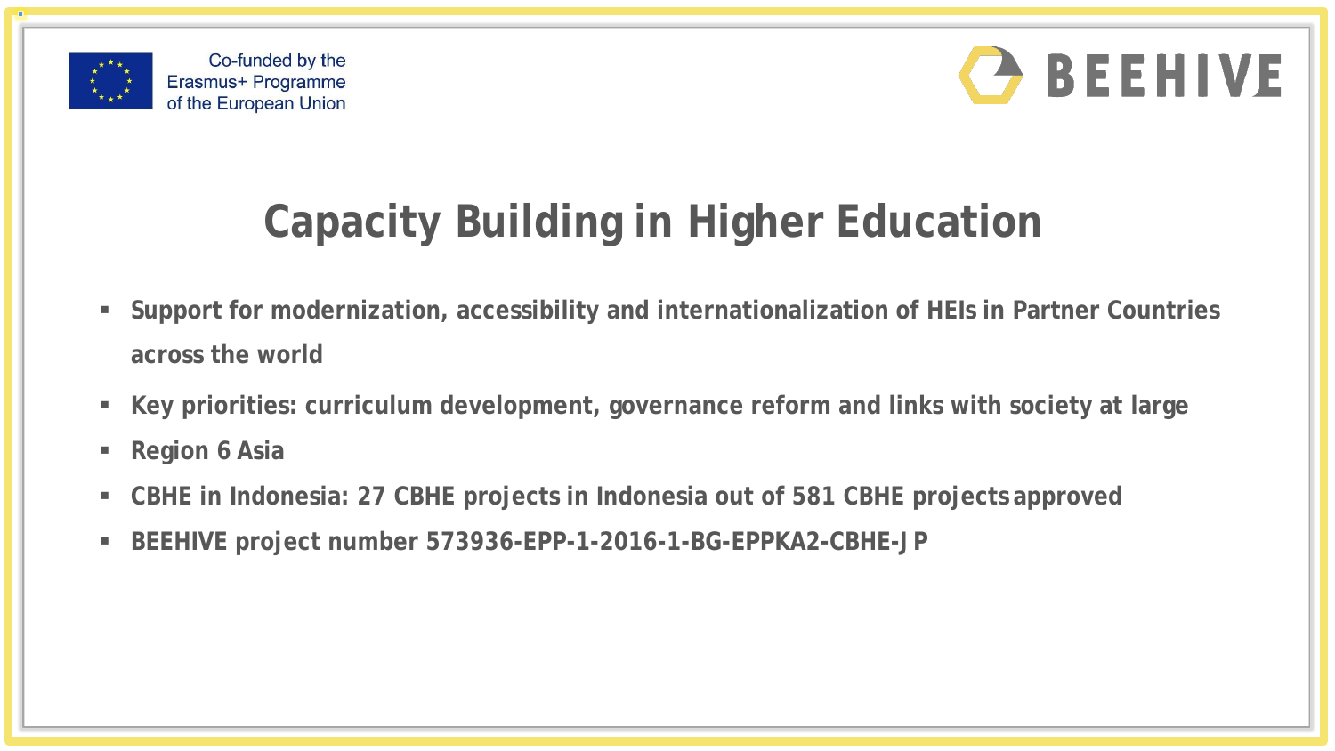Co-funded by the Erasmus+ Programme of the European Union

BEEHIVE

# Capacity Building in Higher Education

- **Support for modernization, accessibility and internationalization of HEIs in Partner Countries across the world**
- **Key priorities: curriculum development, governance reform and links with society at large**
- **Region 6 Asia**
- **CBHE in Indonesia: 27 CBHE projects in Indonesia out of 581 CBHE projects approved**
- **BEEHIVE project number 573936-EPP-1-2016-1-BG-EPPKA2-CBHE-JP**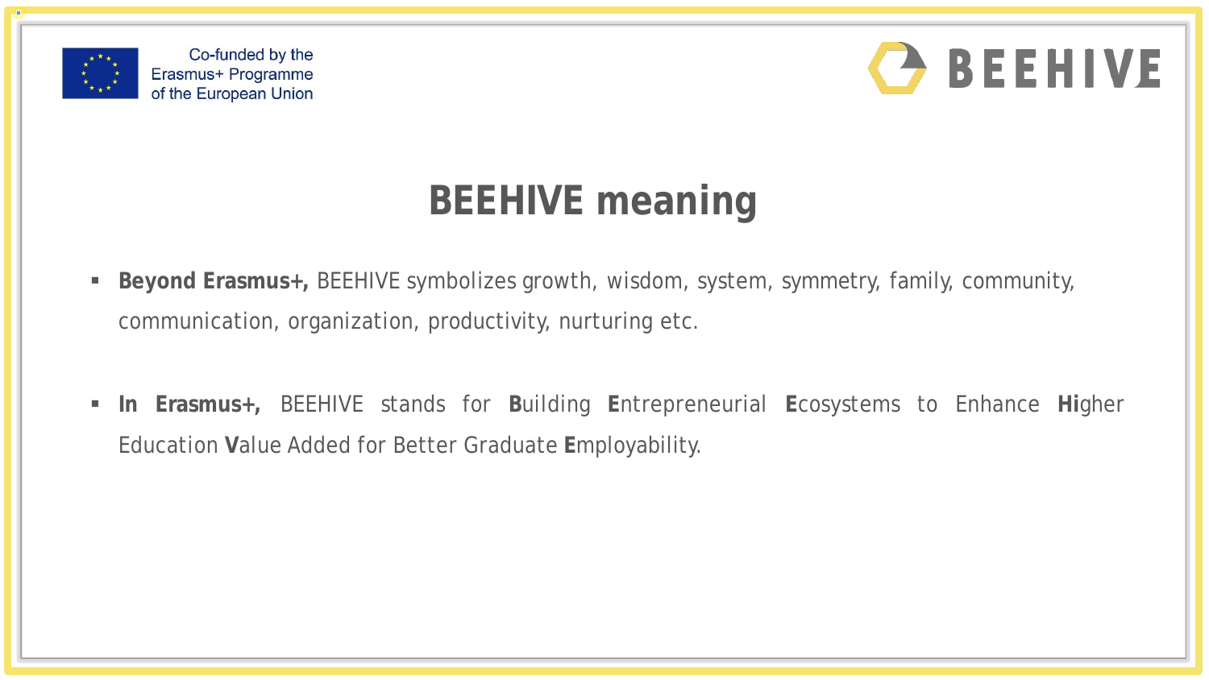# BEEHIVE meaning

- **Beyond Erasmus+,** BEEHIVE symbolizes growth, wisdom, system, symmetry, family, community, communication, organization, productivity, nurturing etc.

- **In Erasmus+,** BEEHIVE stands for **B**uilding **E**ntrepreneurial **E**cosystems to Enhance **Hi**gher Education **V**alue Added for Better Graduate **E**mployability.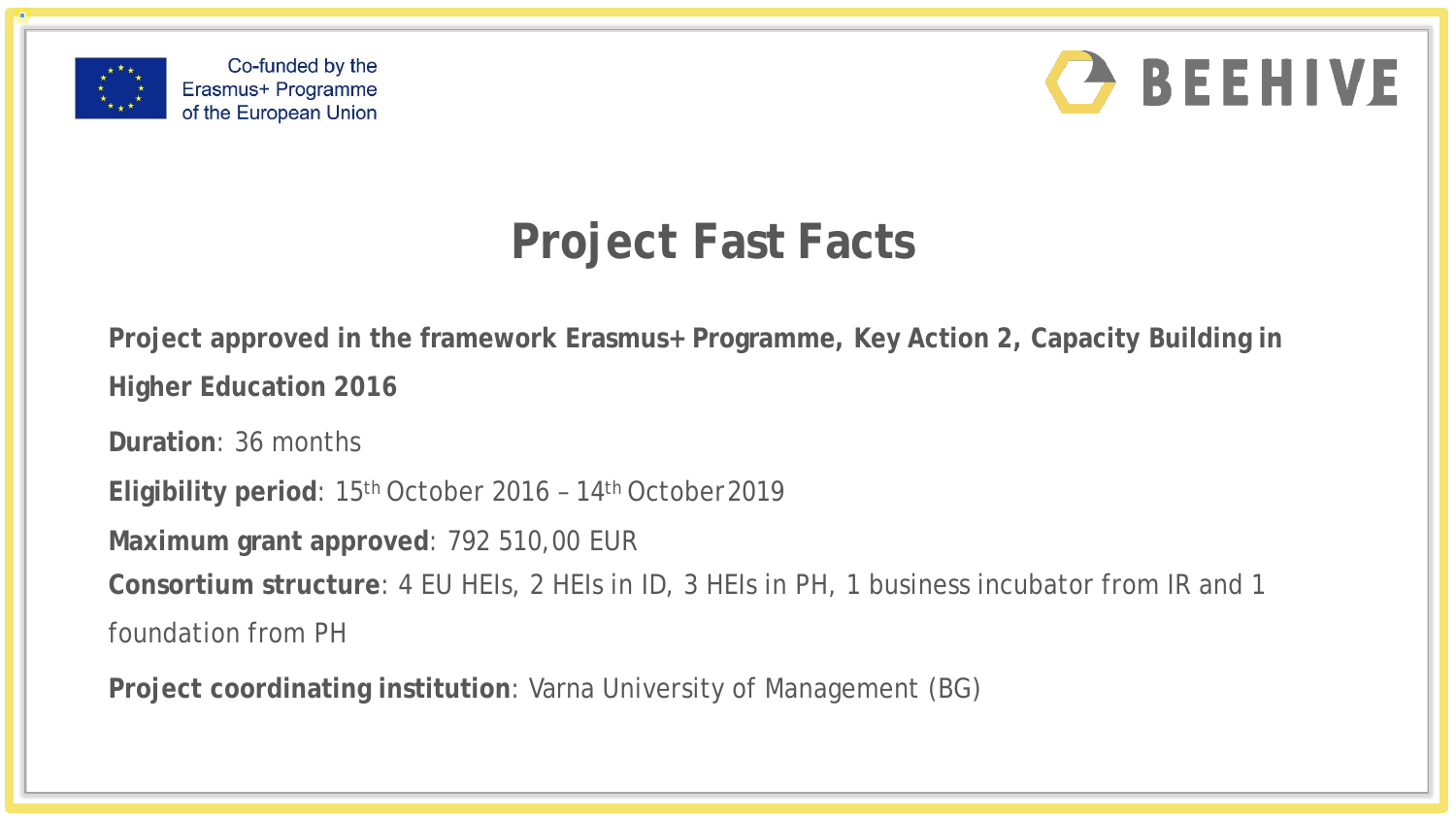Co-funded by the Erasmus+ Programme of the European Union

BEEHIVE

# Project Fast Facts

**Project approved in the framework Erasmus+ Programme, Key Action 2, Capacity Building in Higher Education 2016**

**Duration**: 36 months

**Eligibility period**: 15th October 2016 – 14th October 2019

**Maximum grant approved**: 792 510,00 EUR

**Consortium structure**: 4 EU HEIs, 2 HEIs in ID, 3 HEIs in PH, 1 business incubator from IR and 1 foundation from PH

**Project coordinating institution**: Varna University of Management (BG)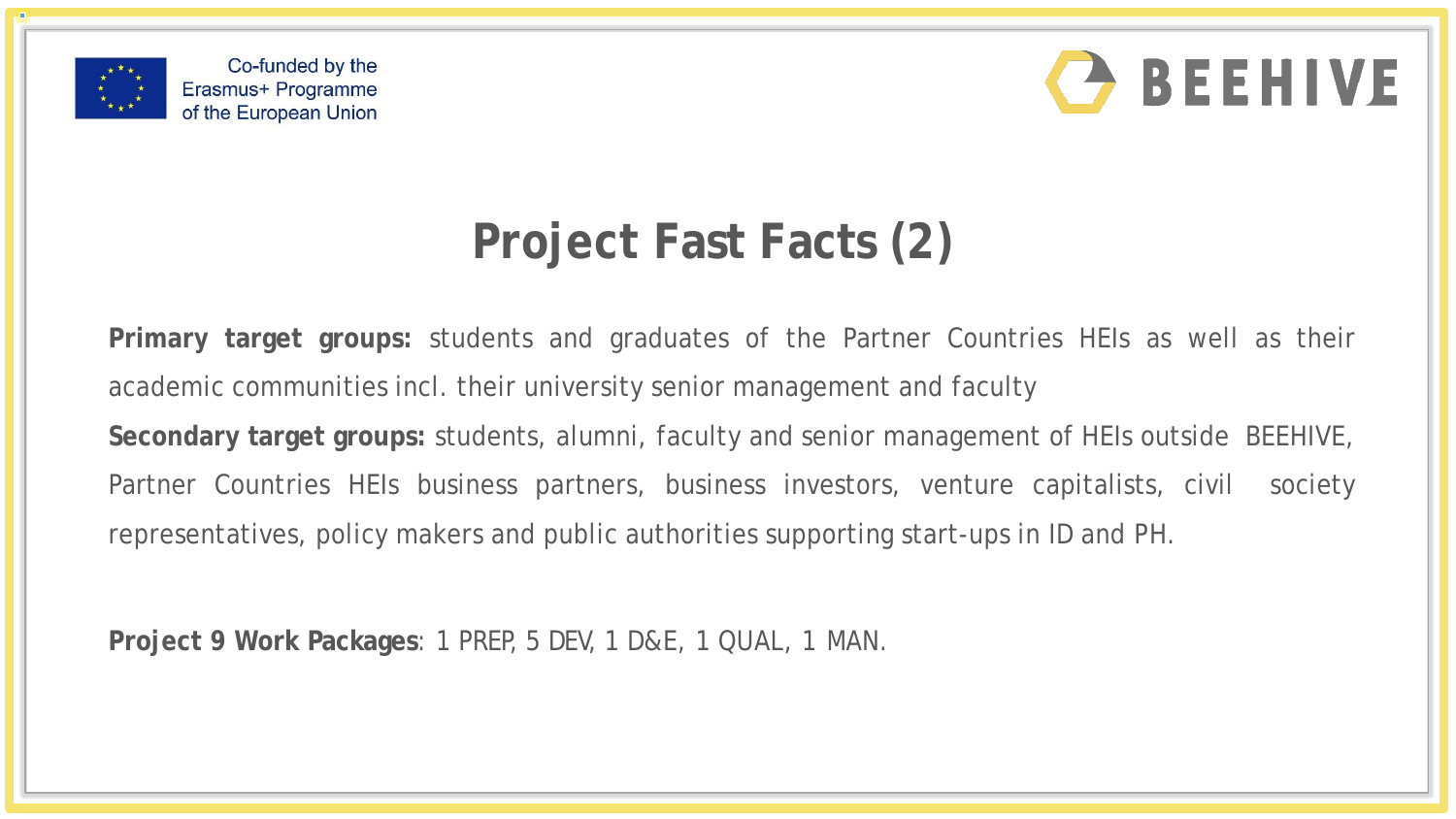Co-funded by the Erasmus+ Programme of the European Union

# Project Fast Facts (2)

**Primary target groups:** students and graduates of the Partner Countries HEIs as well as their academic communities incl. their university senior management and faculty

**Secondary target groups:** students, alumni, faculty and senior management of HEIs outside BEEHIVE, Partner Countries HEIs business partners, business investors, venture capitalists, civil society representatives, policy makers and public authorities supporting start-ups in ID and PH.

**Project 9 Work Packages**: 1 PREP, 5 DEV, 1 D&E, 1 QUAL, 1 MAN.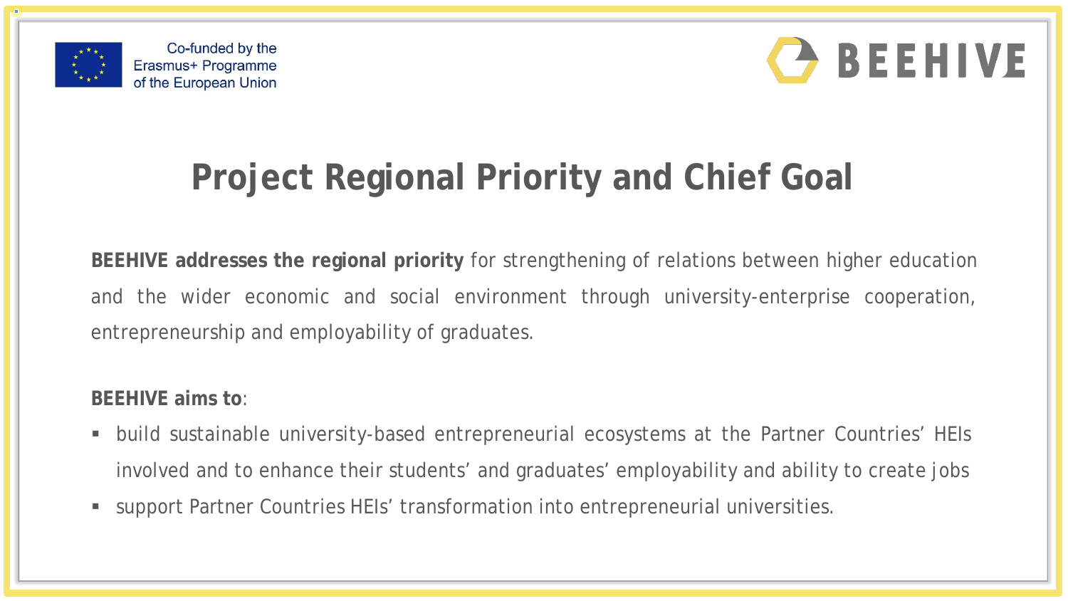Co-funded by the Erasmus+ Programme of the European Union

BEEHIVE

# Project Regional Priority and Chief Goal

**BEEHIVE addresses the regional priority** for strengthening of relations between higher education and the wider economic and social environment through university-enterprise cooperation, entrepreneurship and employability of graduates.

**BEEHIVE aims to**:

- build sustainable university-based entrepreneurial ecosystems at the Partner Countries' HEIs involved and to enhance their students' and graduates' employability and ability to create jobs
- support Partner Countries HEIs' transformation into entrepreneurial universities.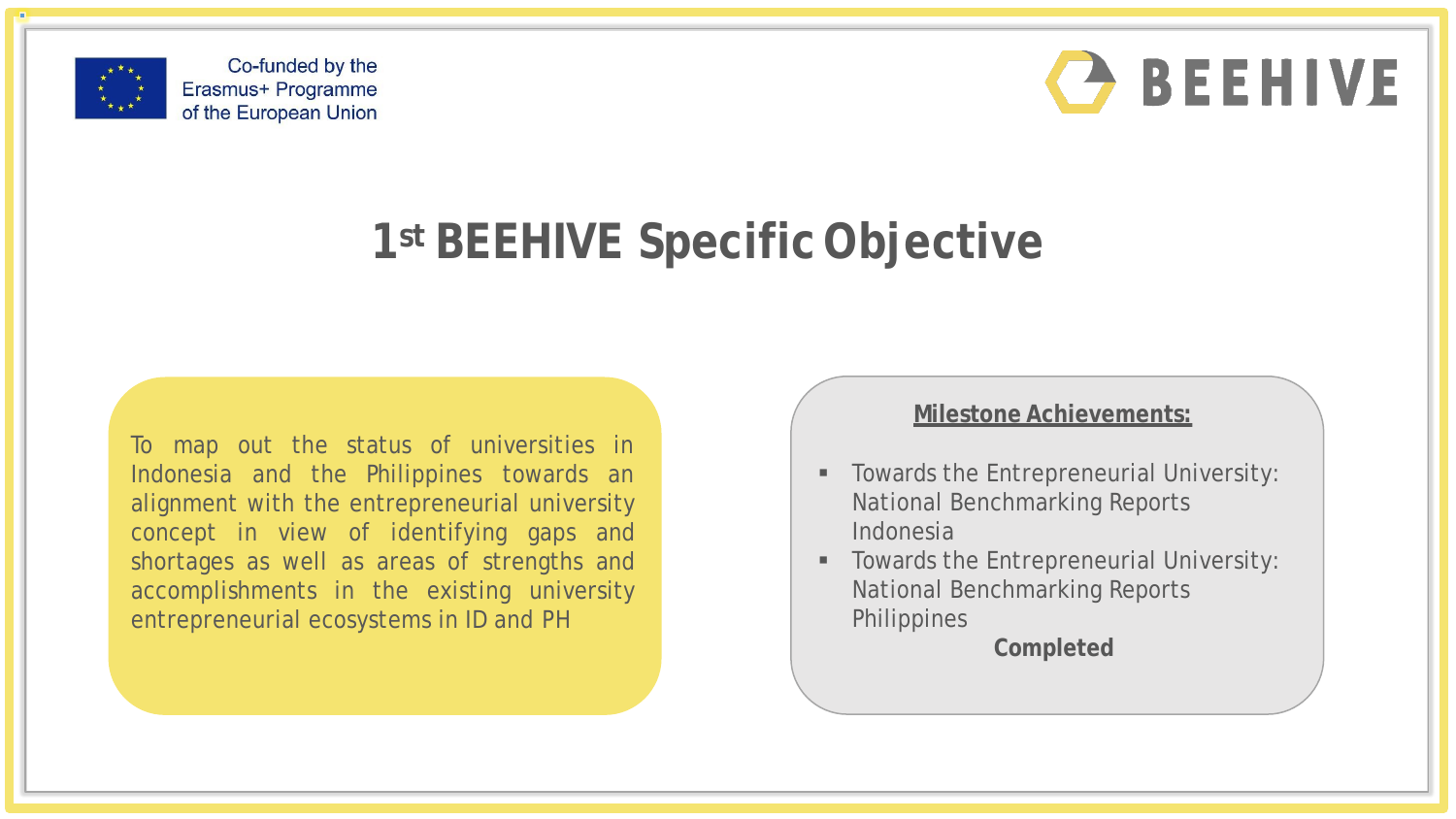Co-funded by the Erasmus+ Programme of the European Union

BEEHIVE

# 1st BEEHIVE Specific Objective

To map out the status of universities in Indonesia and the Philippines towards an alignment with the entrepreneurial university concept in view of identifying gaps and shortages as well as areas of strengths and accomplishments in the existing university entrepreneurial ecosystems in ID and PH

**Milestone Achievements:**

- Towards the Entrepreneurial University: National Benchmarking Reports Indonesia
- Towards the Entrepreneurial University: National Benchmarking Reports Philippines

**Completed**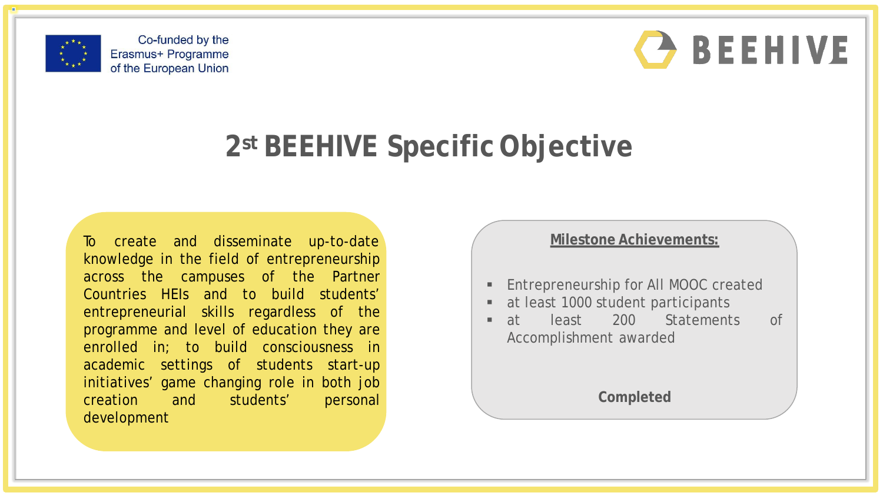Co-funded by the Erasmus+ Programme of the European Union

BEEHIVE

# 2st BEEHIVE Specific Objective

To create and disseminate up-to-date knowledge in the field of entrepreneurship across the campuses of the Partner Countries HEIs and to build students' entrepreneurial skills regardless of the programme and level of education they are enrolled in; to build consciousness in academic settings of students start-up initiatives' game changing role in both job creation and students' personal development

**Milestone Achievements:**

- Entrepreneurship for All MOOC created
- at least 1000 student participants
- at least 200 Statements of Accomplishment awarded

**Completed**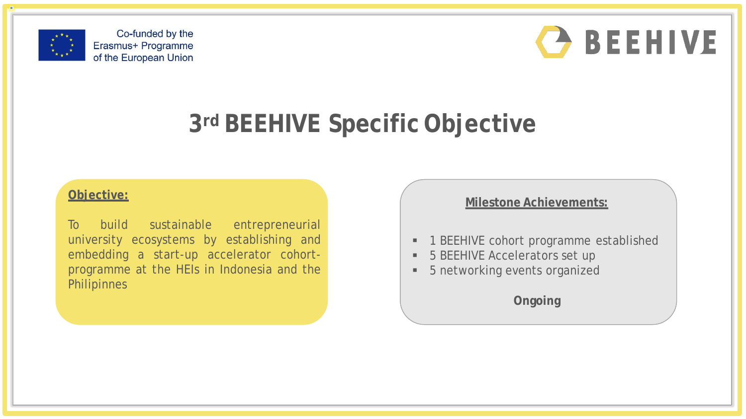Co-funded by the Erasmus+ Programme of the European Union

BEEHIVE

# 3rd BEEHIVE Specific Objective

**Objective:**

To build sustainable entrepreneurial university ecosystems by establishing and embedding a start-up accelerator cohort-programme at the HEIs in Indonesia and the Philipinnes

**Milestone Achievements:**

- 1 BEEHIVE cohort programme established
- 5 BEEHIVE Accelerators set up
- 5 networking events organized

**Ongoing**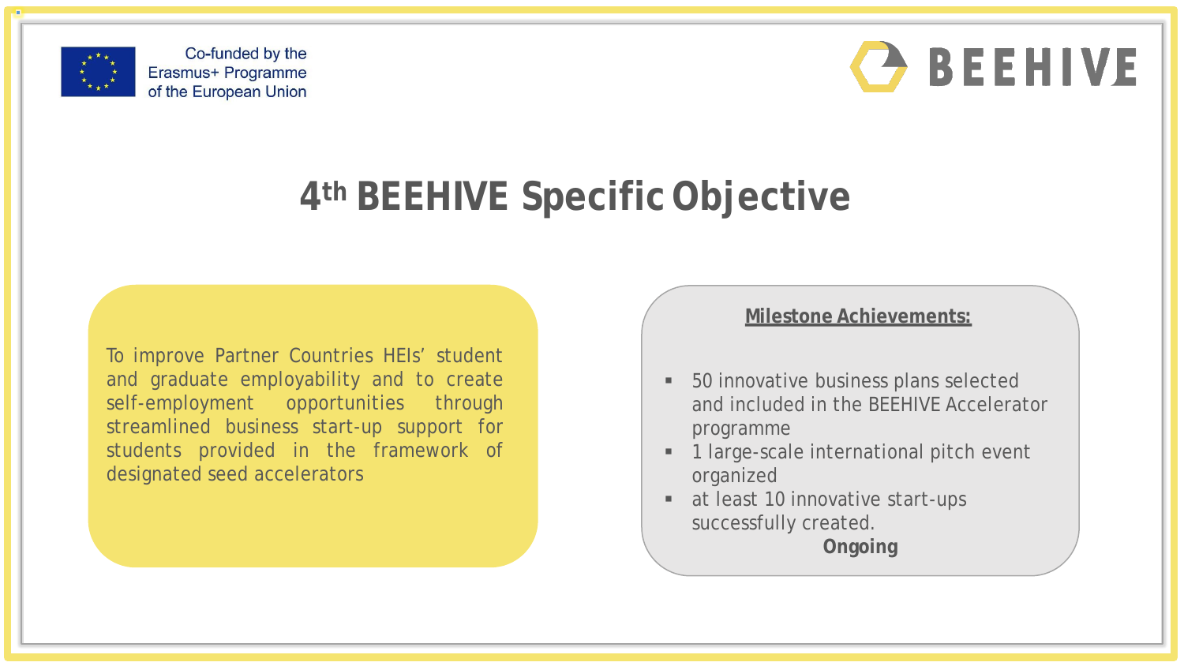Co-funded by the Erasmus+ Programme of the European Union

BEEHIVE

# 4th BEEHIVE Specific Objective

To improve Partner Countries HEIs' student and graduate employability and to create self-employment opportunities through streamlined business start-up support for students provided in the framework of designated seed accelerators

**Milestone Achievements:**

- 50 innovative business plans selected and included in the BEEHIVE Accelerator programme
- 1 large-scale international pitch event organized
- at least 10 innovative start-ups successfully created.

**Ongoing**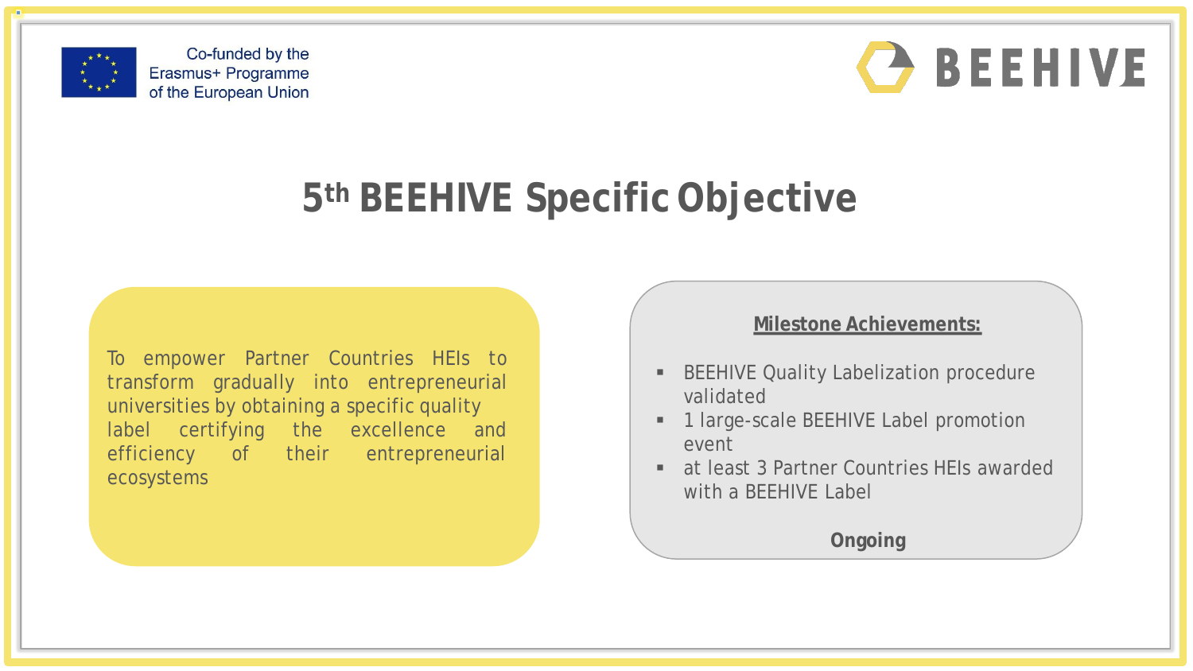Co-funded by the Erasmus+ Programme of the European Union

BEEHIVE

# 5th BEEHIVE Specific Objective

To empower Partner Countries HEIs to transform gradually into entrepreneurial universities by obtaining a specific quality label certifying the excellence and efficiency of their entrepreneurial ecosystems

**Milestone Achievements:**

- BEEHIVE Quality Labelization procedure validated
- 1 large-scale BEEHIVE Label promotion event
- at least 3 Partner Countries HEIs awarded with a BEEHIVE Label

**Ongoing**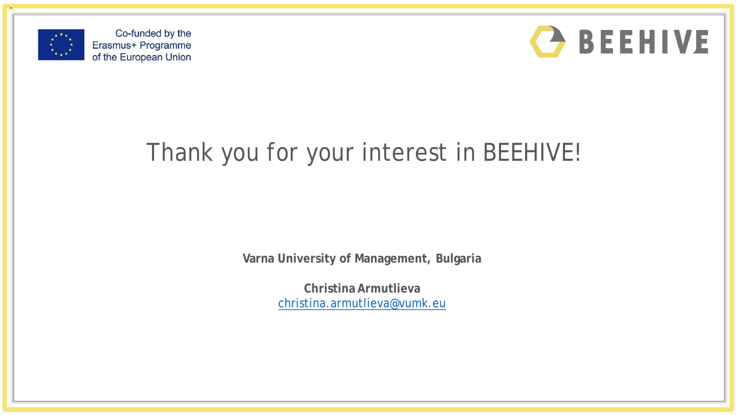Co-funded by the Erasmus+ Programme of the European Union

BEEHIVE

# Thank you for your interest in BEEHIVE!

**Varna University of Management, Bulgaria**

**Christina Armutlieva**
christina.armutlieva@vumk.eu